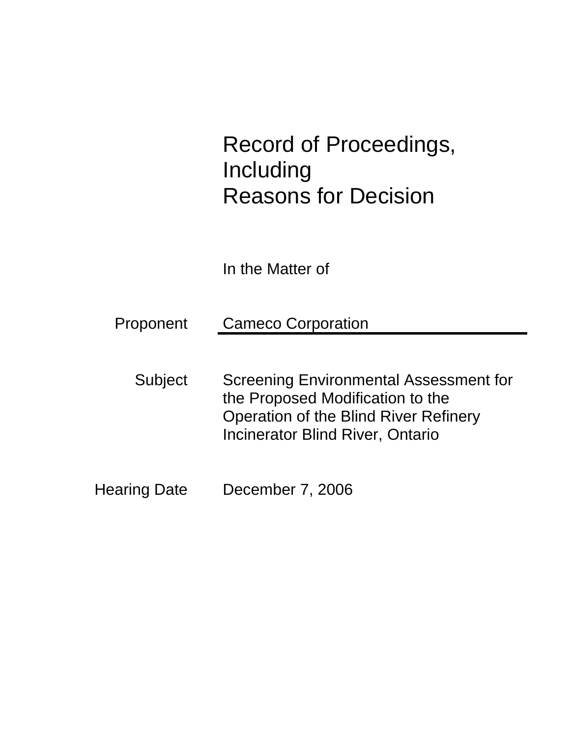# Record of Proceedings, Including Reasons for Decision

In the Matter of

| | |
|---|---|
| Proponent | Cameco Corporation |
| Subject | Screening Environmental Assessment for the Proposed Modification to the Operation of the Blind River Refinery Incinerator Blind River, Ontario |
| Hearing Date | December 7, 2006 |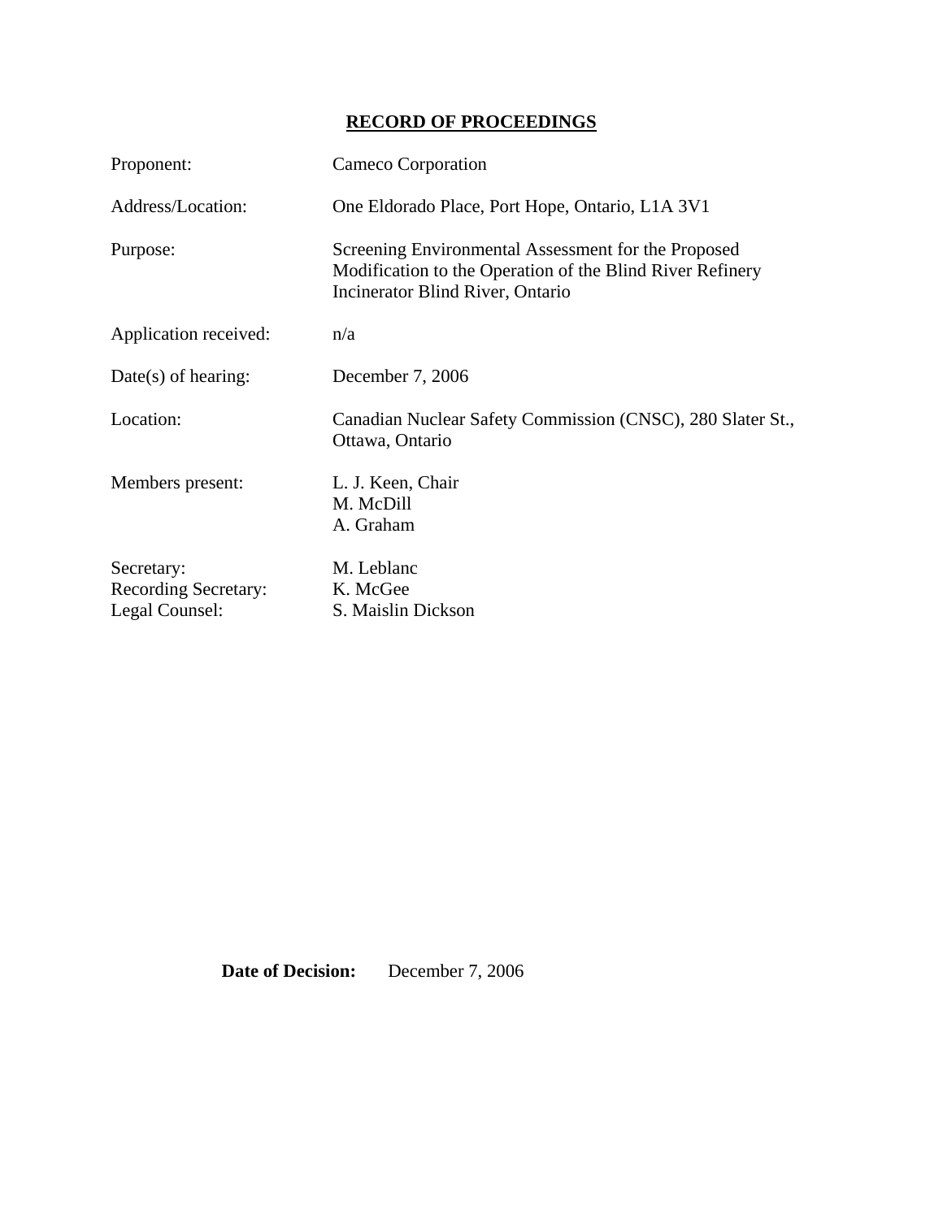# RECORD OF PROCEEDINGS

| | |
|---|---|
| Proponent: | Cameco Corporation |
| Address/Location: | One Eldorado Place, Port Hope, Ontario, L1A 3V1 |
| Purpose: | Screening Environmental Assessment for the Proposed Modification to the Operation of the Blind River Refinery Incinerator Blind River, Ontario |
| Application received: | n/a |
| Date(s) of hearing: | December 7, 2006 |
| Location: | Canadian Nuclear Safety Commission (CNSC), 280 Slater St., Ottawa, Ontario |
| Members present: | L. J. Keen, Chair<br>M. McDill<br>A. Graham |
| Secretary: | M. Leblanc |
| Recording Secretary: | K. McGee |
| Legal Counsel: | S. Maislin Dickson |

**Date of Decision:** December 7, 2006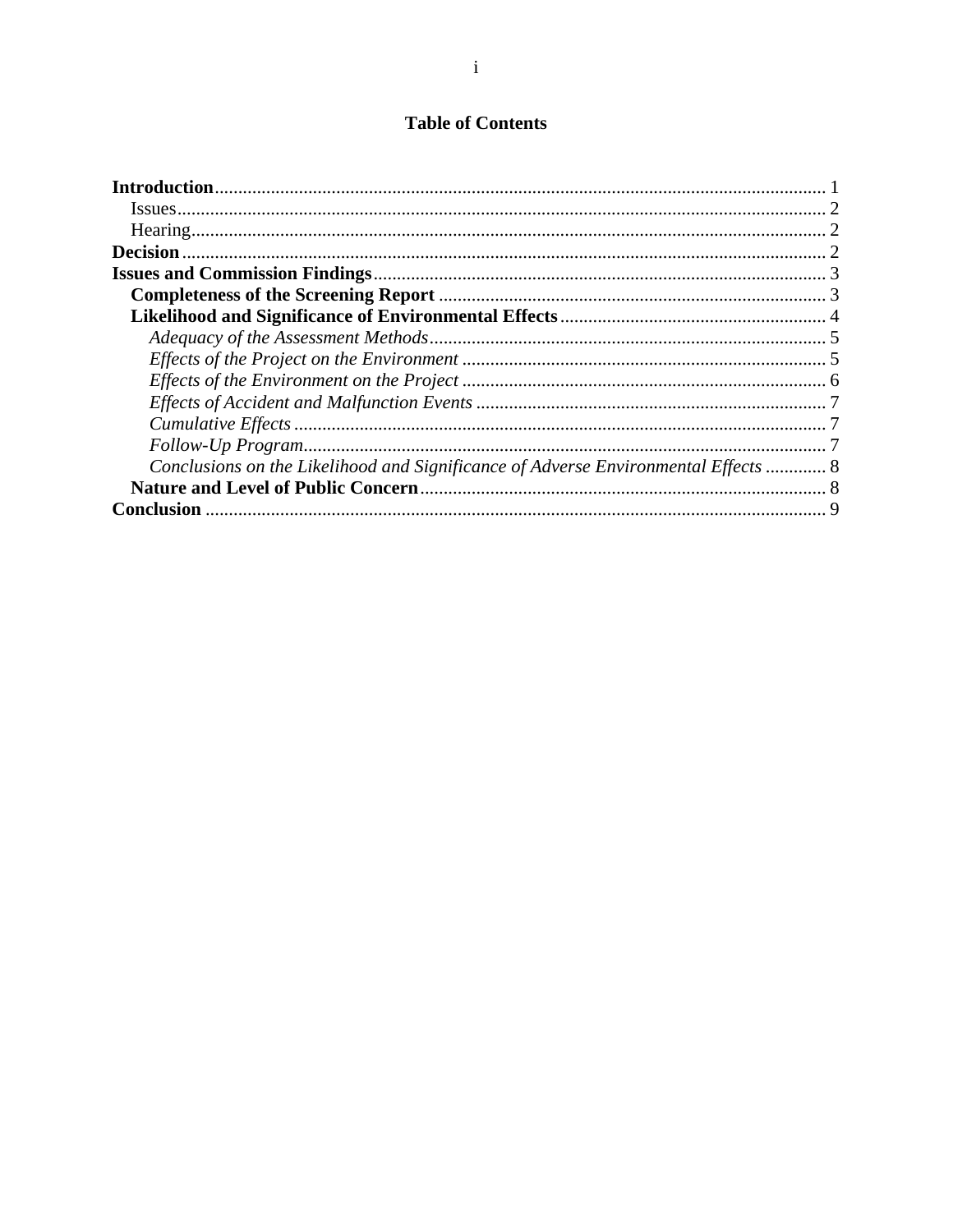# Table of Contents

**Introduction** ..... 1
- Issues ..... 2
- Hearing ..... 2

**Decision** ..... 2

**Issues and Commission Findings** ..... 3
- **Completeness of the Screening Report** ..... 3
- **Likelihood and Significance of Environmental Effects** ..... 4
  - *Adequacy of the Assessment Methods* ..... 5
  - *Effects of the Project on the Environment* ..... 5
  - *Effects of the Environment on the Project* ..... 6
  - *Effects of Accident and Malfunction Events* ..... 7
  - *Cumulative Effects* ..... 7
  - *Follow-Up Program* ..... 7
  - *Conclusions on the Likelihood and Significance of Adverse Environmental Effects* ..... 8
- **Nature and Level of Public Concern** ..... 8

**Conclusion** ..... 9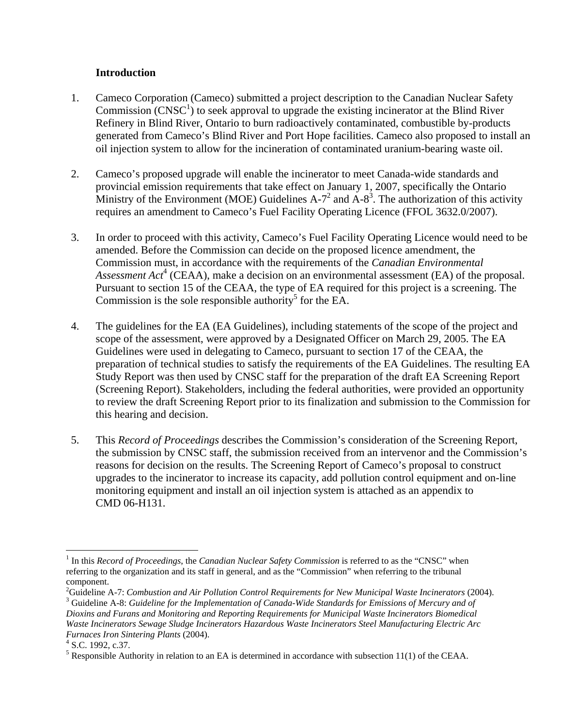**Introduction**

1. Cameco Corporation (Cameco) submitted a project description to the Canadian Nuclear Safety Commission (CNSC[1]) to seek approval to upgrade the existing incinerator at the Blind River Refinery in Blind River, Ontario to burn radioactively contaminated, combustible by-products generated from Cameco's Blind River and Port Hope facilities. Cameco also proposed to install an oil injection system to allow for the incineration of contaminated uranium-bearing waste oil.

2. Cameco's proposed upgrade will enable the incinerator to meet Canada-wide standards and provincial emission requirements that take effect on January 1, 2007, specifically the Ontario Ministry of the Environment (MOE) Guidelines A-7[2] and A-8[3]. The authorization of this activity requires an amendment to Cameco's Fuel Facility Operating Licence (FFOL 3632.0/2007).

3. In order to proceed with this activity, Cameco's Fuel Facility Operating Licence would need to be amended. Before the Commission can decide on the proposed licence amendment, the Commission must, in accordance with the requirements of the *Canadian Environmental Assessment Act*[4] (CEAA), make a decision on an environmental assessment (EA) of the proposal. Pursuant to section 15 of the CEAA, the type of EA required for this project is a screening. The Commission is the sole responsible authority[5] for the EA.

4. The guidelines for the EA (EA Guidelines), including statements of the scope of the project and scope of the assessment, were approved by a Designated Officer on March 29, 2005. The EA Guidelines were used in delegating to Cameco, pursuant to section 17 of the CEAA, the preparation of technical studies to satisfy the requirements of the EA Guidelines. The resulting EA Study Report was then used by CNSC staff for the preparation of the draft EA Screening Report (Screening Report). Stakeholders, including the federal authorities, were provided an opportunity to review the draft Screening Report prior to its finalization and submission to the Commission for this hearing and decision.

5. This *Record of Proceedings* describes the Commission's consideration of the Screening Report, the submission by CNSC staff, the submission received from an intervenor and the Commission's reasons for decision on the results. The Screening Report of Cameco's proposal to construct upgrades to the incinerator to increase its capacity, add pollution control equipment and on-line monitoring equipment and install an oil injection system is attached as an appendix to CMD 06-H131.

---

[1] In this *Record of Proceedings*, the *Canadian Nuclear Safety Commission* is referred to as the "CNSC" when referring to the organization and its staff in general, and as the "Commission" when referring to the tribunal component.

[2] Guideline A-7: *Combustion and Air Pollution Control Requirements for New Municipal Waste Incinerators* (2004).

[3] Guideline A-8: *Guideline for the Implementation of Canada-Wide Standards for Emissions of Mercury and of Dioxins and Furans and Monitoring and Reporting Requirements for Municipal Waste Incinerators Biomedical Waste Incinerators Sewage Sludge Incinerators Hazardous Waste Incinerators Steel Manufacturing Electric Arc Furnaces Iron Sintering Plants* (2004).

[4] S.C. 1992, c.37.

[5] Responsible Authority in relation to an EA is determined in accordance with subsection 11(1) of the CEAA.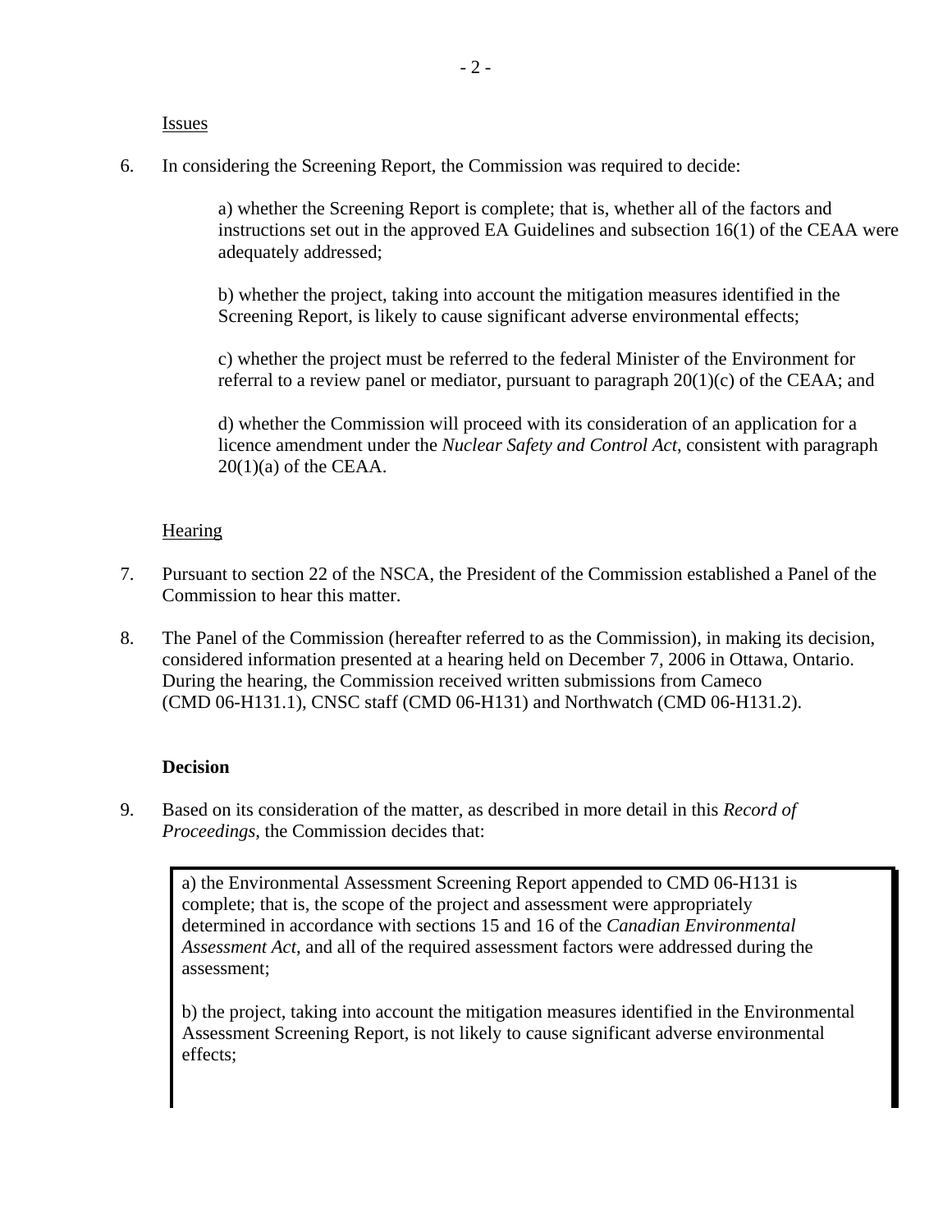Issues

6. In considering the Screening Report, the Commission was required to decide:

   a) whether the Screening Report is complete; that is, whether all of the factors and instructions set out in the approved EA Guidelines and subsection 16(1) of the CEAA were adequately addressed;

   b) whether the project, taking into account the mitigation measures identified in the Screening Report, is likely to cause significant adverse environmental effects;

   c) whether the project must be referred to the federal Minister of the Environment for referral to a review panel or mediator, pursuant to paragraph 20(1)(c) of the CEAA; and

   d) whether the Commission will proceed with its consideration of an application for a licence amendment under the *Nuclear Safety and Control Act*, consistent with paragraph 20(1)(a) of the CEAA.

Hearing

7. Pursuant to section 22 of the NSCA, the President of the Commission established a Panel of the Commission to hear this matter.

8. The Panel of the Commission (hereafter referred to as the Commission), in making its decision, considered information presented at a hearing held on December 7, 2006 in Ottawa, Ontario. During the hearing, the Commission received written submissions from Cameco (CMD 06-H131.1), CNSC staff (CMD 06-H131) and Northwatch (CMD 06-H131.2).

**Decision**

9. Based on its consideration of the matter, as described in more detail in this *Record of Proceedings*, the Commission decides that:

   a) the Environmental Assessment Screening Report appended to CMD 06-H131 is complete; that is, the scope of the project and assessment were appropriately determined in accordance with sections 15 and 16 of the *Canadian Environmental Assessment Act*, and all of the required assessment factors were addressed during the assessment;

   b) the project, taking into account the mitigation measures identified in the Environmental Assessment Screening Report, is not likely to cause significant adverse environmental effects;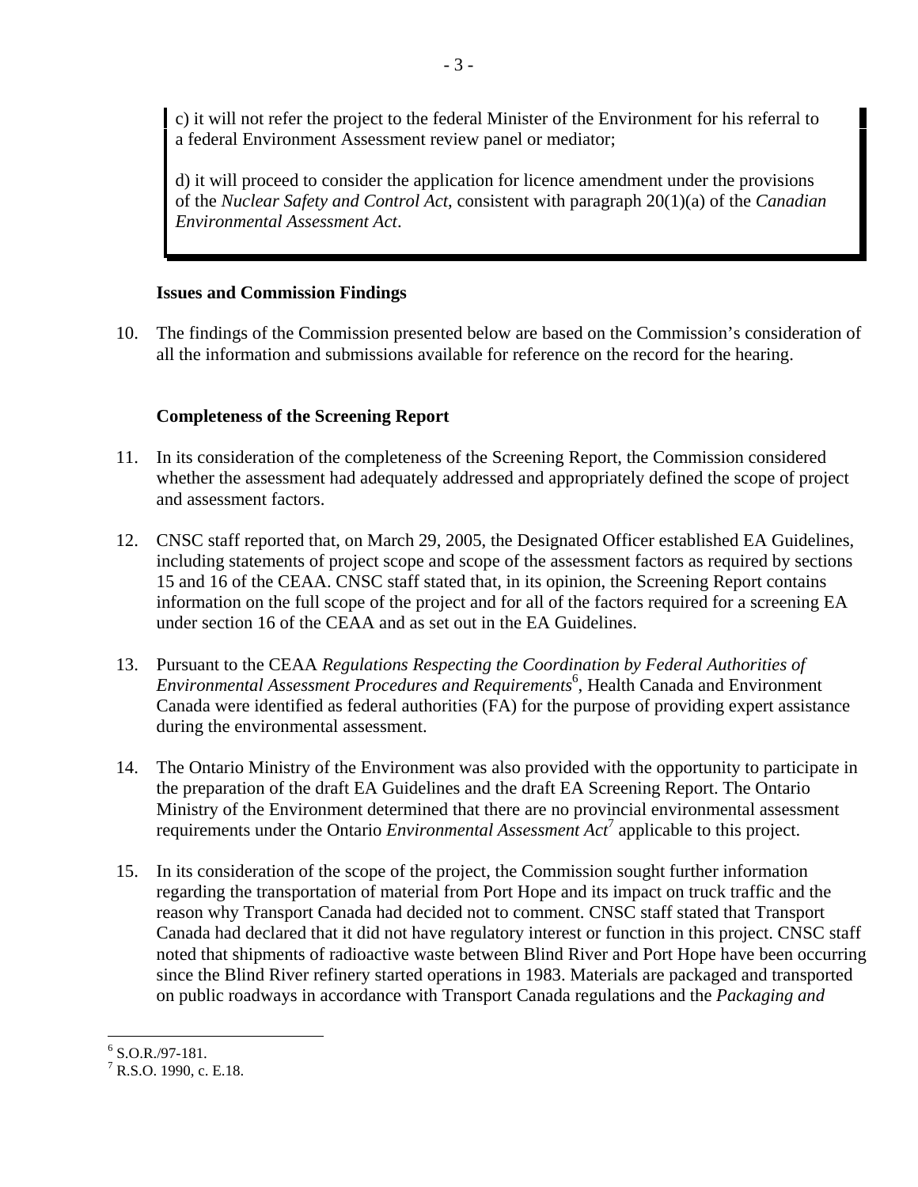c) it will not refer the project to the federal Minister of the Environment for his referral to a federal Environment Assessment review panel or mediator;

d) it will proceed to consider the application for licence amendment under the provisions of the *Nuclear Safety and Control Act*, consistent with paragraph 20(1)(a) of the *Canadian Environmental Assessment Act*.

**Issues and Commission Findings**

10. The findings of the Commission presented below are based on the Commission's consideration of all the information and submissions available for reference on the record for the hearing.

**Completeness of the Screening Report**

11. In its consideration of the completeness of the Screening Report, the Commission considered whether the assessment had adequately addressed and appropriately defined the scope of project and assessment factors.

12. CNSC staff reported that, on March 29, 2005, the Designated Officer established EA Guidelines, including statements of project scope and scope of the assessment factors as required by sections 15 and 16 of the CEAA. CNSC staff stated that, in its opinion, the Screening Report contains information on the full scope of the project and for all of the factors required for a screening EA under section 16 of the CEAA and as set out in the EA Guidelines.

13. Pursuant to the CEAA *Regulations Respecting the Coordination by Federal Authorities of Environmental Assessment Procedures and Requirements*[6], Health Canada and Environment Canada were identified as federal authorities (FA) for the purpose of providing expert assistance during the environmental assessment.

14. The Ontario Ministry of the Environment was also provided with the opportunity to participate in the preparation of the draft EA Guidelines and the draft EA Screening Report. The Ontario Ministry of the Environment determined that there are no provincial environmental assessment requirements under the Ontario *Environmental Assessment Act*[7] applicable to this project.

15. In its consideration of the scope of the project, the Commission sought further information regarding the transportation of material from Port Hope and its impact on truck traffic and the reason why Transport Canada had decided not to comment. CNSC staff stated that Transport Canada had declared that it did not have regulatory interest or function in this project. CNSC staff noted that shipments of radioactive waste between Blind River and Port Hope have been occurring since the Blind River refinery started operations in 1983. Materials are packaged and transported on public roadways in accordance with Transport Canada regulations and the *Packaging and*

---

[6] S.O.R./97-181.

[7] R.S.O. 1990, c. E.18.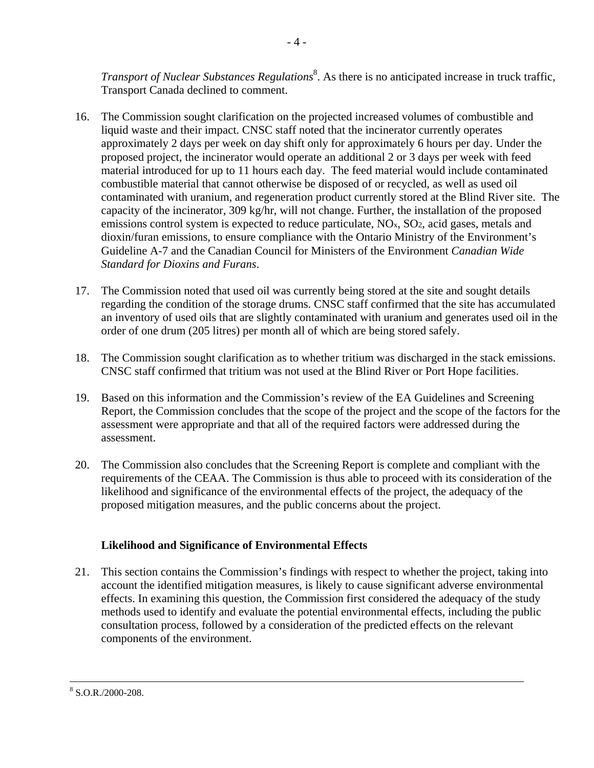*Transport of Nuclear Substances Regulations*[8]. As there is no anticipated increase in truck traffic, Transport Canada declined to comment.

16. The Commission sought clarification on the projected increased volumes of combustible and liquid waste and their impact. CNSC staff noted that the incinerator currently operates approximately 2 days per week on day shift only for approximately 6 hours per day. Under the proposed project, the incinerator would operate an additional 2 or 3 days per week with feed material introduced for up to 11 hours each day. The feed material would include contaminated combustible material that cannot otherwise be disposed of or recycled, as well as used oil contaminated with uranium, and regeneration product currently stored at the Blind River site. The capacity of the incinerator, 309 kg/hr, will not change. Further, the installation of the proposed emissions control system is expected to reduce particulate, $NO_x$, $SO_2$, acid gases, metals and dioxin/furan emissions, to ensure compliance with the Ontario Ministry of the Environment's Guideline A-7 and the Canadian Council for Ministers of the Environment *Canadian Wide Standard for Dioxins and Furans*.

17. The Commission noted that used oil was currently being stored at the site and sought details regarding the condition of the storage drums. CNSC staff confirmed that the site has accumulated an inventory of used oils that are slightly contaminated with uranium and generates used oil in the order of one drum (205 litres) per month all of which are being stored safely.

18. The Commission sought clarification as to whether tritium was discharged in the stack emissions. CNSC staff confirmed that tritium was not used at the Blind River or Port Hope facilities.

19. Based on this information and the Commission's review of the EA Guidelines and Screening Report, the Commission concludes that the scope of the project and the scope of the factors for the assessment were appropriate and that all of the required factors were addressed during the assessment.

20. The Commission also concludes that the Screening Report is complete and compliant with the requirements of the CEAA. The Commission is thus able to proceed with its consideration of the likelihood and significance of the environmental effects of the project, the adequacy of the proposed mitigation measures, and the public concerns about the project.

### Likelihood and Significance of Environmental Effects

21. This section contains the Commission's findings with respect to whether the project, taking into account the identified mitigation measures, is likely to cause significant adverse environmental effects. In examining this question, the Commission first considered the adequacy of the study methods used to identify and evaluate the potential environmental effects, including the public consultation process, followed by a consideration of the predicted effects on the relevant components of the environment.

---

[8] S.O.R./2000-208.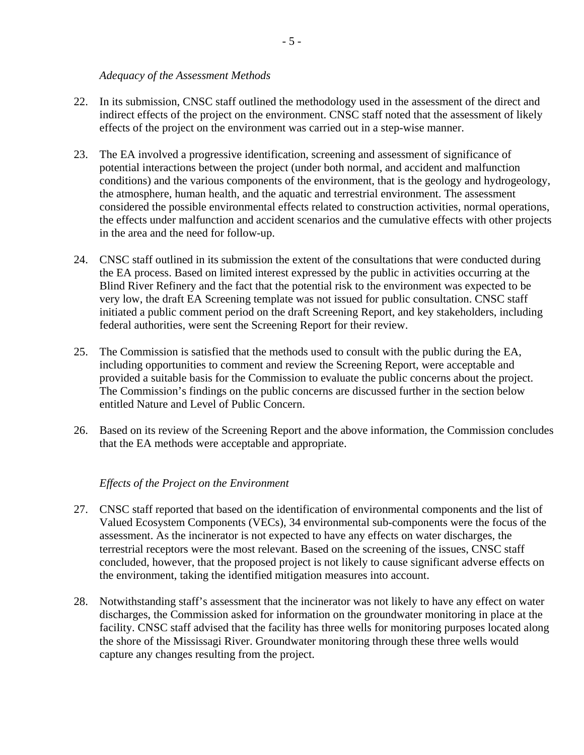*Adequacy of the Assessment Methods*

22. In its submission, CNSC staff outlined the methodology used in the assessment of the direct and indirect effects of the project on the environment. CNSC staff noted that the assessment of likely effects of the project on the environment was carried out in a step-wise manner.

23. The EA involved a progressive identification, screening and assessment of significance of potential interactions between the project (under both normal, and accident and malfunction conditions) and the various components of the environment, that is the geology and hydrogeology, the atmosphere, human health, and the aquatic and terrestrial environment. The assessment considered the possible environmental effects related to construction activities, normal operations, the effects under malfunction and accident scenarios and the cumulative effects with other projects in the area and the need for follow-up.

24. CNSC staff outlined in its submission the extent of the consultations that were conducted during the EA process. Based on limited interest expressed by the public in activities occurring at the Blind River Refinery and the fact that the potential risk to the environment was expected to be very low, the draft EA Screening template was not issued for public consultation. CNSC staff initiated a public comment period on the draft Screening Report, and key stakeholders, including federal authorities, were sent the Screening Report for their review.

25. The Commission is satisfied that the methods used to consult with the public during the EA, including opportunities to comment and review the Screening Report, were acceptable and provided a suitable basis for the Commission to evaluate the public concerns about the project. The Commission's findings on the public concerns are discussed further in the section below entitled Nature and Level of Public Concern.

26. Based on its review of the Screening Report and the above information, the Commission concludes that the EA methods were acceptable and appropriate.

*Effects of the Project on the Environment*

27. CNSC staff reported that based on the identification of environmental components and the list of Valued Ecosystem Components (VECs), 34 environmental sub-components were the focus of the assessment. As the incinerator is not expected to have any effects on water discharges, the terrestrial receptors were the most relevant. Based on the screening of the issues, CNSC staff concluded, however, that the proposed project is not likely to cause significant adverse effects on the environment, taking the identified mitigation measures into account.

28. Notwithstanding staff's assessment that the incinerator was not likely to have any effect on water discharges, the Commission asked for information on the groundwater monitoring in place at the facility. CNSC staff advised that the facility has three wells for monitoring purposes located along the shore of the Mississagi River. Groundwater monitoring through these three wells would capture any changes resulting from the project.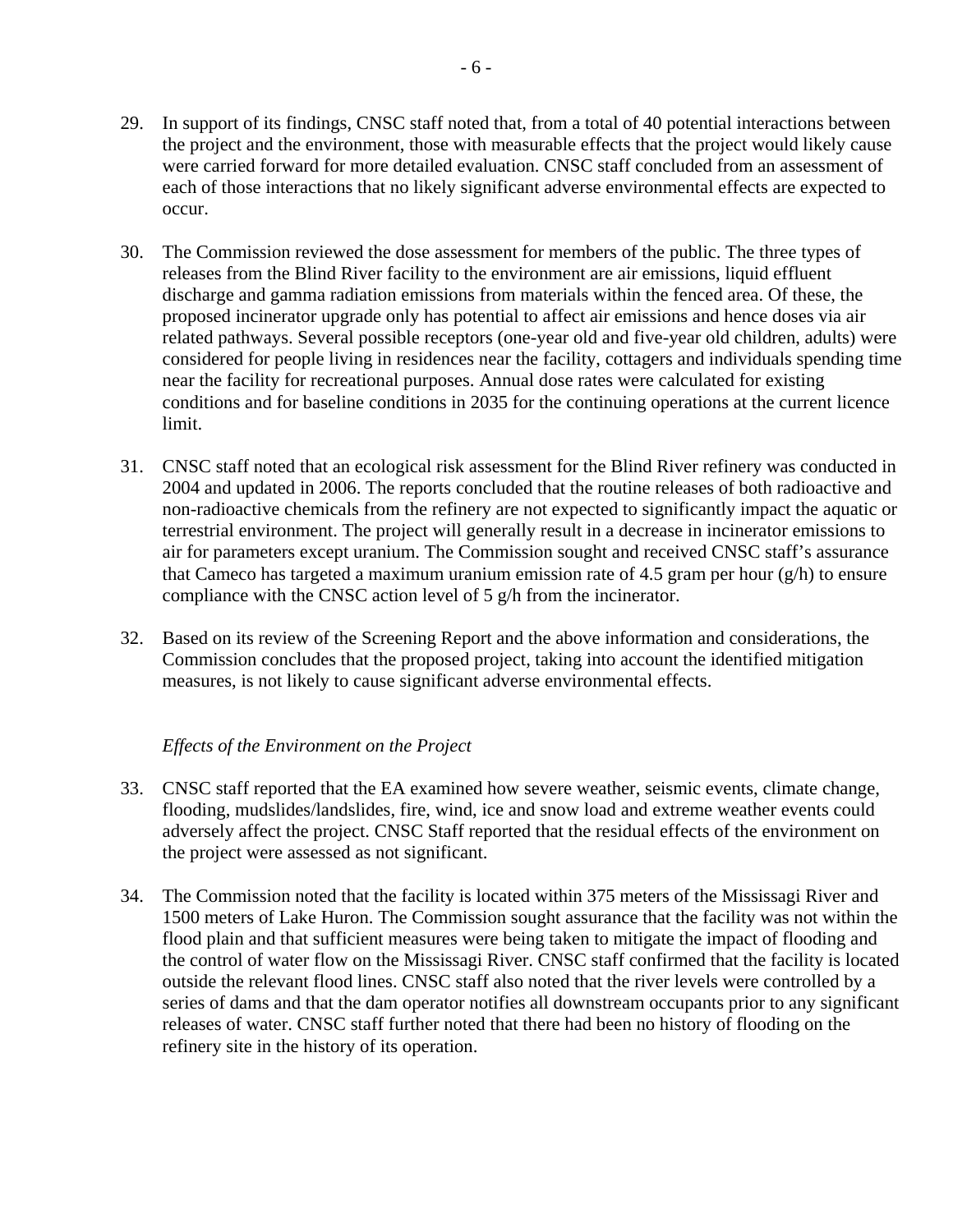29. In support of its findings, CNSC staff noted that, from a total of 40 potential interactions between the project and the environment, those with measurable effects that the project would likely cause were carried forward for more detailed evaluation. CNSC staff concluded from an assessment of each of those interactions that no likely significant adverse environmental effects are expected to occur.

30. The Commission reviewed the dose assessment for members of the public. The three types of releases from the Blind River facility to the environment are air emissions, liquid effluent discharge and gamma radiation emissions from materials within the fenced area. Of these, the proposed incinerator upgrade only has potential to affect air emissions and hence doses via air related pathways. Several possible receptors (one-year old and five-year old children, adults) were considered for people living in residences near the facility, cottagers and individuals spending time near the facility for recreational purposes. Annual dose rates were calculated for existing conditions and for baseline conditions in 2035 for the continuing operations at the current licence limit.

31. CNSC staff noted that an ecological risk assessment for the Blind River refinery was conducted in 2004 and updated in 2006. The reports concluded that the routine releases of both radioactive and non-radioactive chemicals from the refinery are not expected to significantly impact the aquatic or terrestrial environment. The project will generally result in a decrease in incinerator emissions to air for parameters except uranium. The Commission sought and received CNSC staff's assurance that Cameco has targeted a maximum uranium emission rate of 4.5 gram per hour (g/h) to ensure compliance with the CNSC action level of 5 g/h from the incinerator.

32. Based on its review of the Screening Report and the above information and considerations, the Commission concludes that the proposed project, taking into account the identified mitigation measures, is not likely to cause significant adverse environmental effects.

*Effects of the Environment on the Project*

33. CNSC staff reported that the EA examined how severe weather, seismic events, climate change, flooding, mudslides/landslides, fire, wind, ice and snow load and extreme weather events could adversely affect the project. CNSC Staff reported that the residual effects of the environment on the project were assessed as not significant.

34. The Commission noted that the facility is located within 375 meters of the Mississagi River and 1500 meters of Lake Huron. The Commission sought assurance that the facility was not within the flood plain and that sufficient measures were being taken to mitigate the impact of flooding and the control of water flow on the Mississagi River. CNSC staff confirmed that the facility is located outside the relevant flood lines. CNSC staff also noted that the river levels were controlled by a series of dams and that the dam operator notifies all downstream occupants prior to any significant releases of water. CNSC staff further noted that there had been no history of flooding on the refinery site in the history of its operation.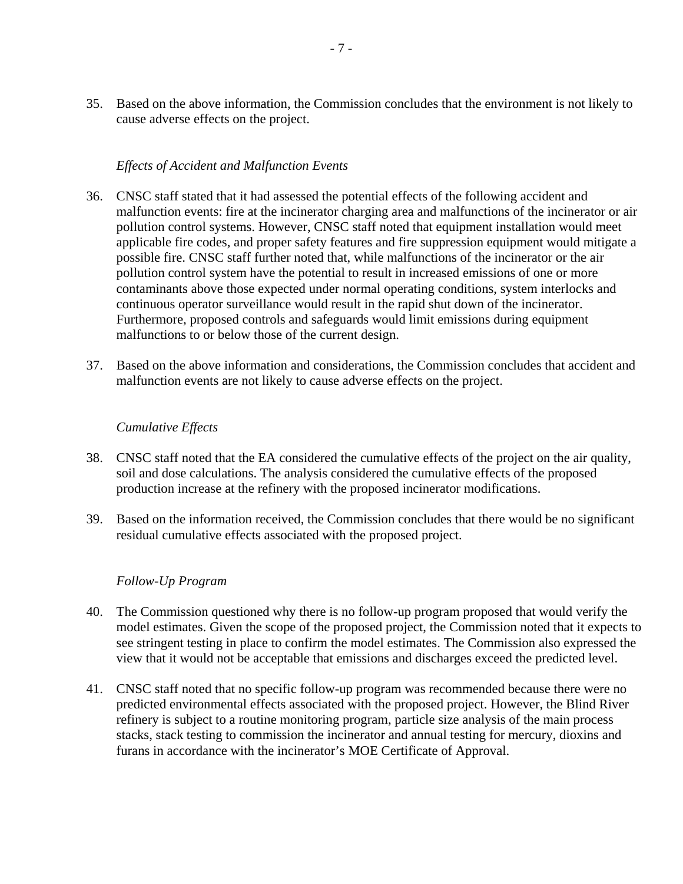35. Based on the above information, the Commission concludes that the environment is not likely to cause adverse effects on the project.

*Effects of Accident and Malfunction Events*

36. CNSC staff stated that it had assessed the potential effects of the following accident and malfunction events: fire at the incinerator charging area and malfunctions of the incinerator or air pollution control systems. However, CNSC staff noted that equipment installation would meet applicable fire codes, and proper safety features and fire suppression equipment would mitigate a possible fire. CNSC staff further noted that, while malfunctions of the incinerator or the air pollution control system have the potential to result in increased emissions of one or more contaminants above those expected under normal operating conditions, system interlocks and continuous operator surveillance would result in the rapid shut down of the incinerator. Furthermore, proposed controls and safeguards would limit emissions during equipment malfunctions to or below those of the current design.

37. Based on the above information and considerations, the Commission concludes that accident and malfunction events are not likely to cause adverse effects on the project.

*Cumulative Effects*

38. CNSC staff noted that the EA considered the cumulative effects of the project on the air quality, soil and dose calculations. The analysis considered the cumulative effects of the proposed production increase at the refinery with the proposed incinerator modifications.

39. Based on the information received, the Commission concludes that there would be no significant residual cumulative effects associated with the proposed project.

*Follow-Up Program*

40. The Commission questioned why there is no follow-up program proposed that would verify the model estimates. Given the scope of the proposed project, the Commission noted that it expects to see stringent testing in place to confirm the model estimates. The Commission also expressed the view that it would not be acceptable that emissions and discharges exceed the predicted level.

41. CNSC staff noted that no specific follow-up program was recommended because there were no predicted environmental effects associated with the proposed project. However, the Blind River refinery is subject to a routine monitoring program, particle size analysis of the main process stacks, stack testing to commission the incinerator and annual testing for mercury, dioxins and furans in accordance with the incinerator's MOE Certificate of Approval.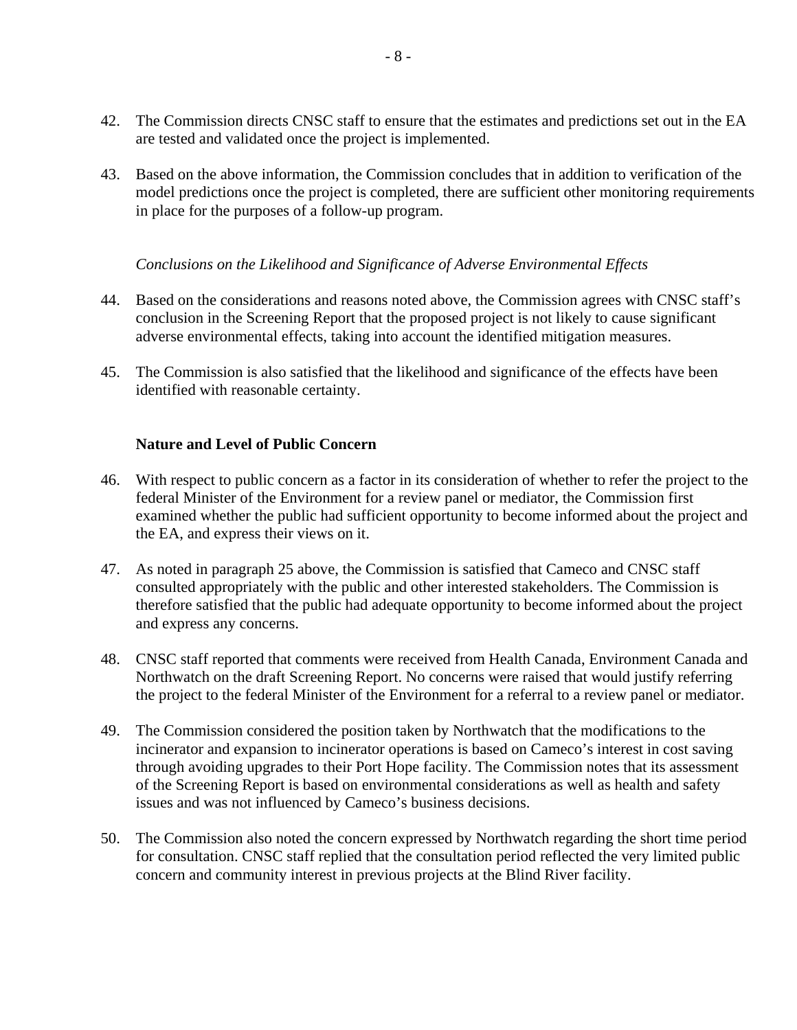42. The Commission directs CNSC staff to ensure that the estimates and predictions set out in the EA are tested and validated once the project is implemented.

43. Based on the above information, the Commission concludes that in addition to verification of the model predictions once the project is completed, there are sufficient other monitoring requirements in place for the purposes of a follow-up program.

*Conclusions on the Likelihood and Significance of Adverse Environmental Effects*

44. Based on the considerations and reasons noted above, the Commission agrees with CNSC staff's conclusion in the Screening Report that the proposed project is not likely to cause significant adverse environmental effects, taking into account the identified mitigation measures.

45. The Commission is also satisfied that the likelihood and significance of the effects have been identified with reasonable certainty.

**Nature and Level of Public Concern**

46. With respect to public concern as a factor in its consideration of whether to refer the project to the federal Minister of the Environment for a review panel or mediator, the Commission first examined whether the public had sufficient opportunity to become informed about the project and the EA, and express their views on it.

47. As noted in paragraph 25 above, the Commission is satisfied that Cameco and CNSC staff consulted appropriately with the public and other interested stakeholders. The Commission is therefore satisfied that the public had adequate opportunity to become informed about the project and express any concerns.

48. CNSC staff reported that comments were received from Health Canada, Environment Canada and Northwatch on the draft Screening Report. No concerns were raised that would justify referring the project to the federal Minister of the Environment for a referral to a review panel or mediator.

49. The Commission considered the position taken by Northwatch that the modifications to the incinerator and expansion to incinerator operations is based on Cameco's interest in cost saving through avoiding upgrades to their Port Hope facility. The Commission notes that its assessment of the Screening Report is based on environmental considerations as well as health and safety issues and was not influenced by Cameco's business decisions.

50. The Commission also noted the concern expressed by Northwatch regarding the short time period for consultation. CNSC staff replied that the consultation period reflected the very limited public concern and community interest in previous projects at the Blind River facility.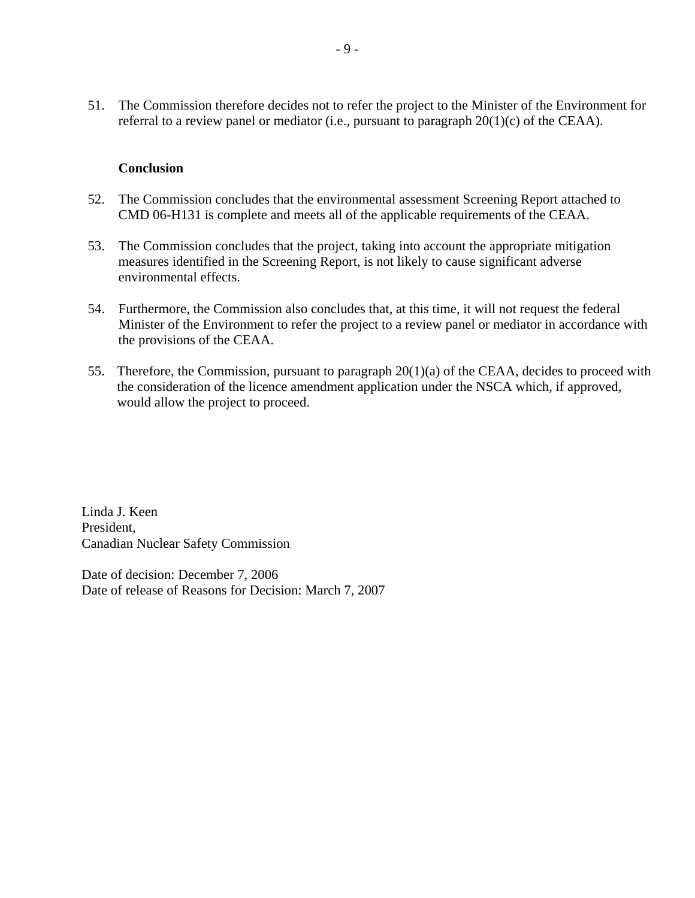51. The Commission therefore decides not to refer the project to the Minister of the Environment for referral to a review panel or mediator (i.e., pursuant to paragraph 20(1)(c) of the CEAA).

**Conclusion**

52. The Commission concludes that the environmental assessment Screening Report attached to CMD 06-H131 is complete and meets all of the applicable requirements of the CEAA.

53. The Commission concludes that the project, taking into account the appropriate mitigation measures identified in the Screening Report, is not likely to cause significant adverse environmental effects.

54. Furthermore, the Commission also concludes that, at this time, it will not request the federal Minister of the Environment to refer the project to a review panel or mediator in accordance with the provisions of the CEAA.

55. Therefore, the Commission, pursuant to paragraph 20(1)(a) of the CEAA, decides to proceed with the consideration of the licence amendment application under the NSCA which, if approved, would allow the project to proceed.

Linda J. Keen
President,
Canadian Nuclear Safety Commission

Date of decision: December 7, 2006
Date of release of Reasons for Decision: March 7, 2007